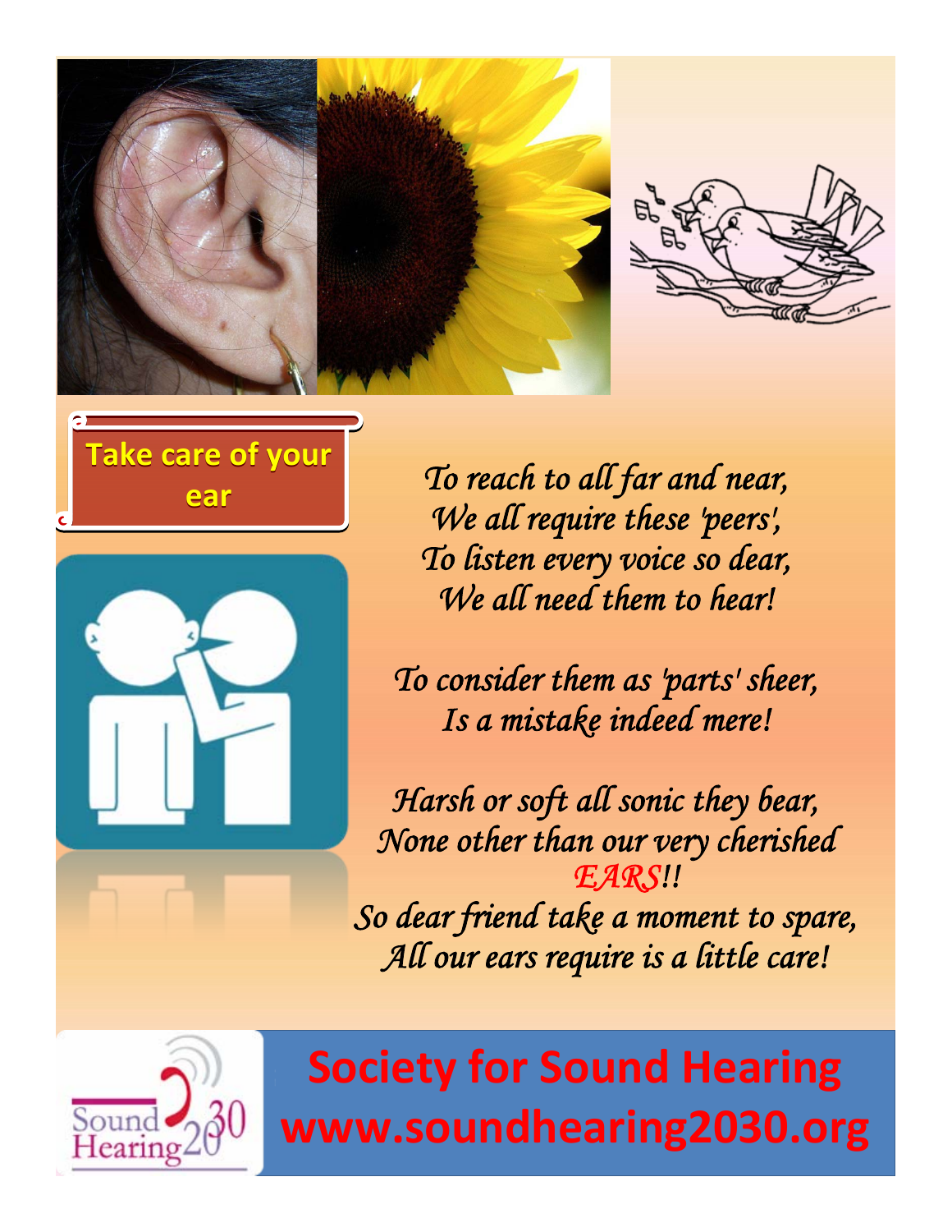## Take care of your ear

*To reach to all far and near,*
*We all require these 'peers',*
*To listen every voice so dear,*
*We all need them to hear!*

*To consider them as 'parts' sheer,*
*Is a mistake indeed mere!*

*Harsh or soft all sonic they bear,*
*None other than our very cherished*
*EARS!!*
*So dear friend take a moment to spare,*
*All our ears require is a little care!*

Sound Hearing 2030

**Society for Sound Hearing**
**www.soundhearing2030.org**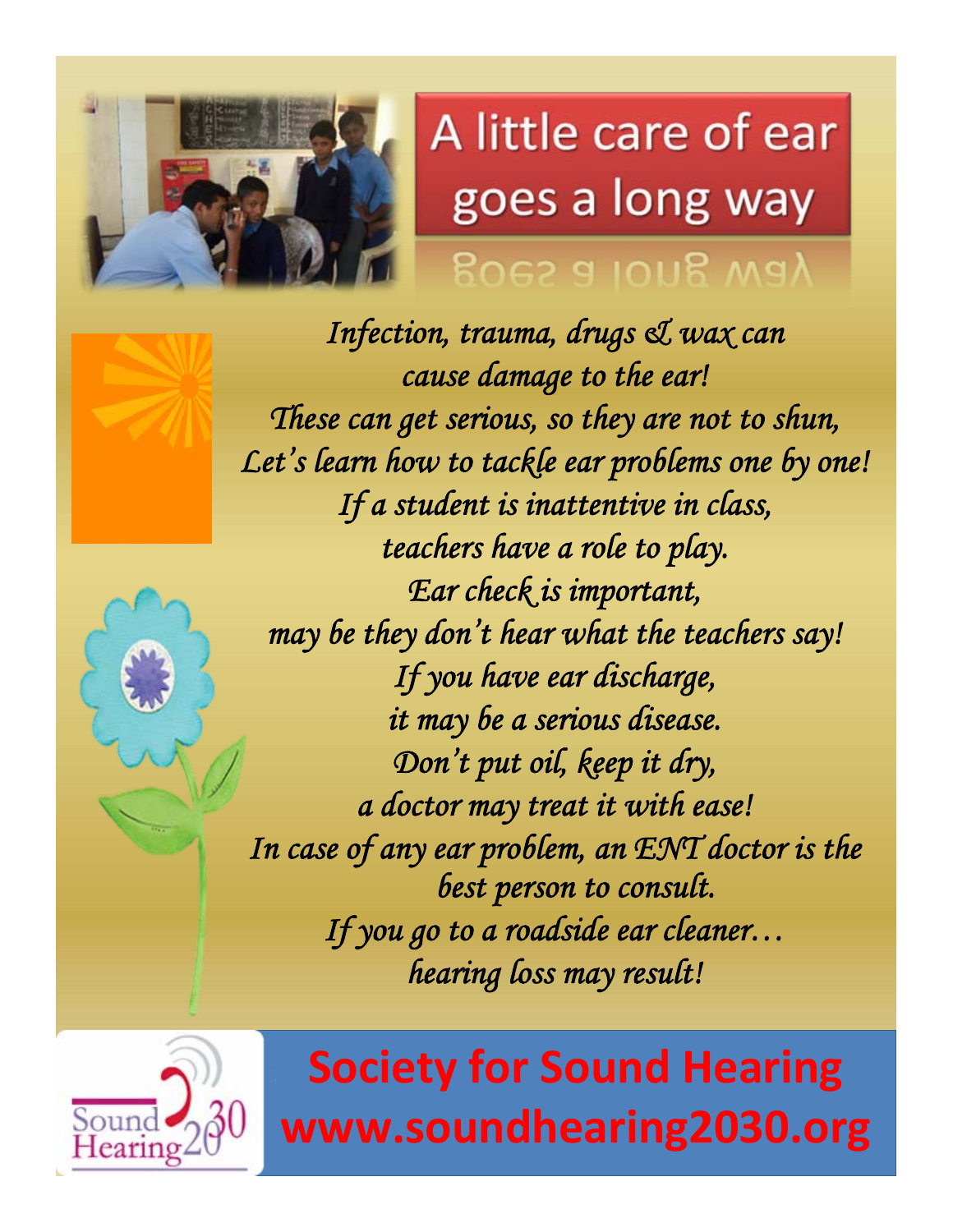# A little care of ear goes a long way

*Infection, trauma, drugs & wax can cause damage to the ear!*
*These can get serious, so they are not to shun,*
*Let's learn how to tackle ear problems one by one!*
*If a student is inattentive in class,*
*teachers have a role to play.*
*Ear check is important,*
*may be they don't hear what the teachers say!*
*If you have ear discharge,*
*it may be a serious disease.*
*Don't put oil, keep it dry,*
*a doctor may treat it with ease!*
*In case of any ear problem, an ENT doctor is the best person to consult.*
*If you go to a roadside ear cleaner…*
*hearing loss may result!*

Sound Hearing 2030

**Society for Sound Hearing**
**www.soundhearing2030.org**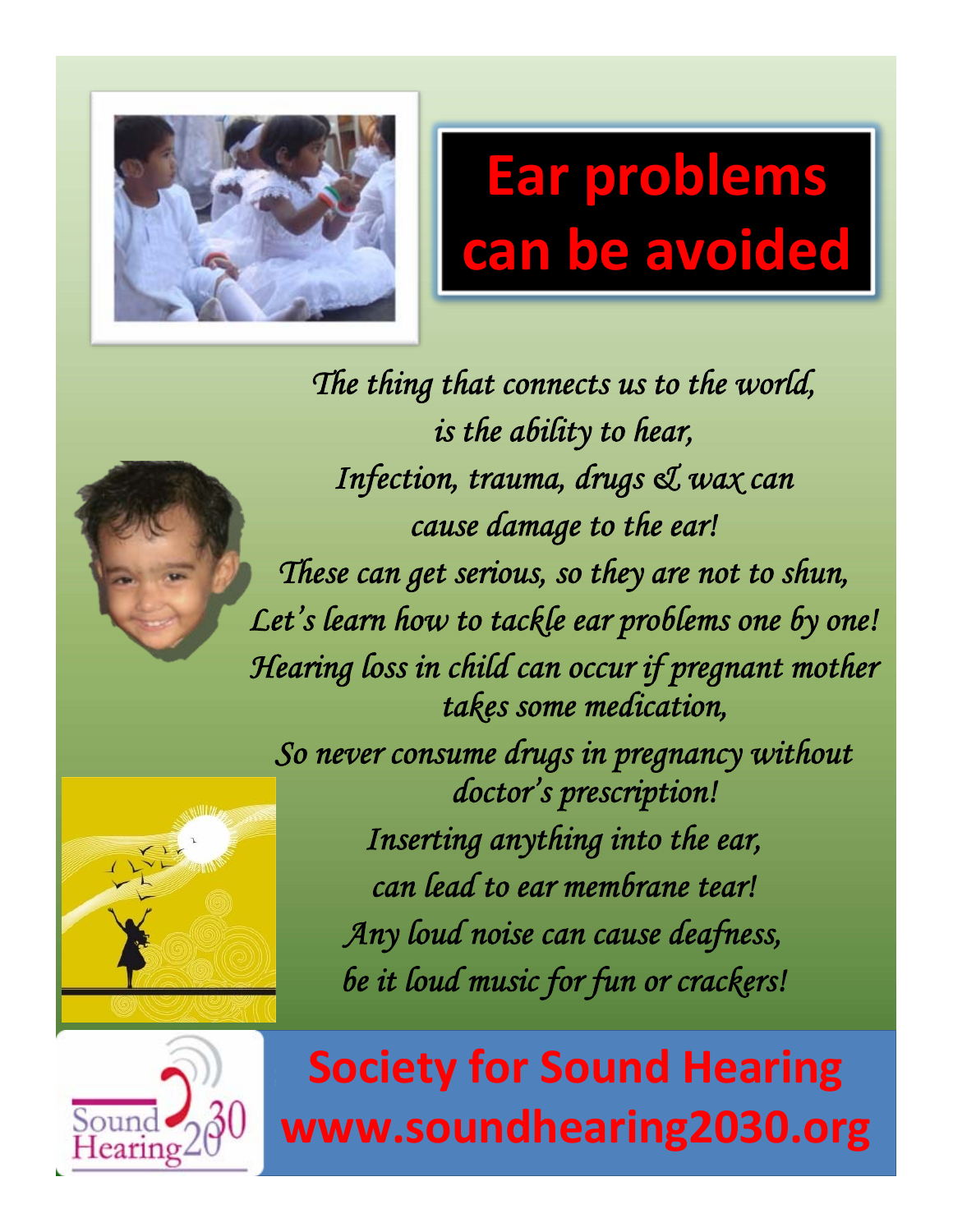# Ear problems can be avoided

*The thing that connects us to the world,*
*is the ability to hear,*
*Infection, trauma, drugs & wax can*
*cause damage to the ear!*
*These can get serious, so they are not to shun,*
*Let's learn how to tackle ear problems one by one!*
*Hearing loss in child can occur if pregnant mother takes some medication,*
*So never consume drugs in pregnancy without doctor's prescription!*
*Inserting anything into the ear,*
*can lead to ear membrane tear!*
*Any loud noise can cause deafness,*
*be it loud music for fun or crackers!*

**Society for Sound Hearing**
**www.soundhearing2030.org**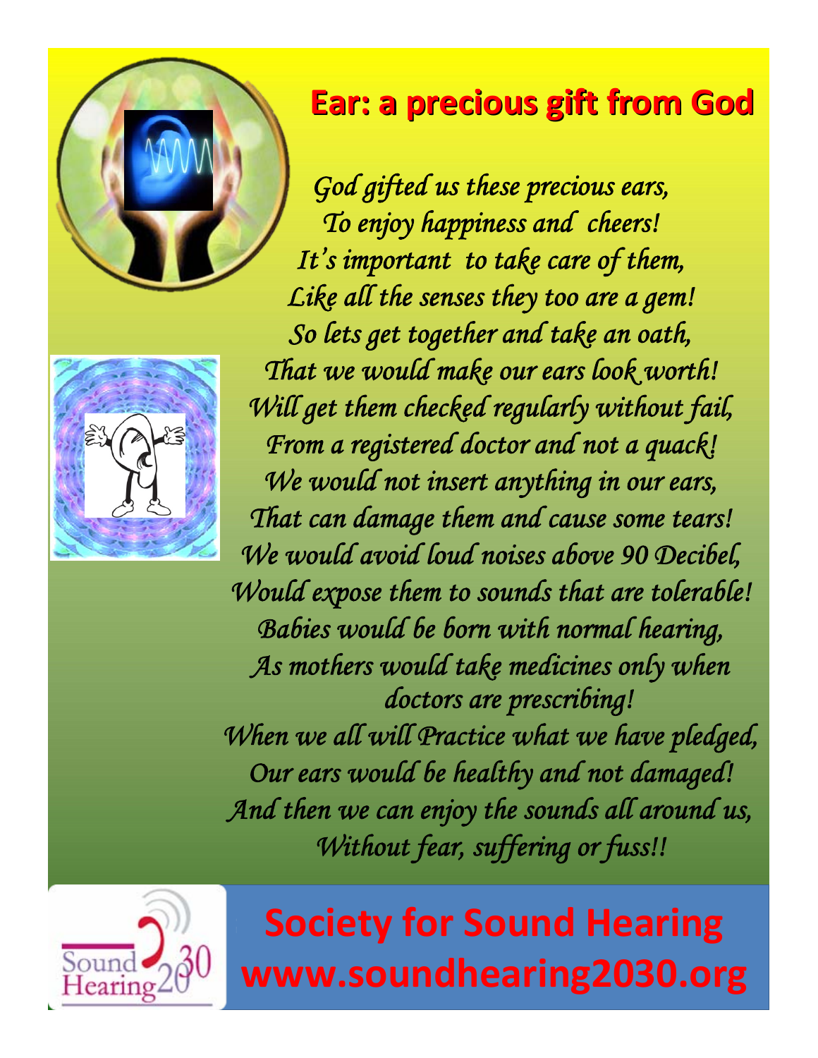# Ear: a precious gift from God

*God gifted us these precious ears,*
*To enjoy happiness and cheers!*
*It's important to take care of them,*
*Like all the senses they too are a gem!*
*So lets get together and take an oath,*
*That we would make our ears look worth!*
*Will get them checked regularly without fail,*
*From a registered doctor and not a quack!*
*We would not insert anything in our ears,*
*That can damage them and cause some tears!*
*We would avoid loud noises above 90 Decibel,*
*Would expose them to sounds that are tolerable!*
*Babies would be born with normal hearing,*
*As mothers would take medicines only when doctors are prescribing!*
*When we all will Practice what we have pledged,*
*Our ears would be healthy and not damaged!*
*And then we can enjoy the sounds all around us,*
*Without fear, suffering or fuss!!*

Sound Hearing 2030

**Society for Sound Hearing**
**www.soundhearing2030.org**